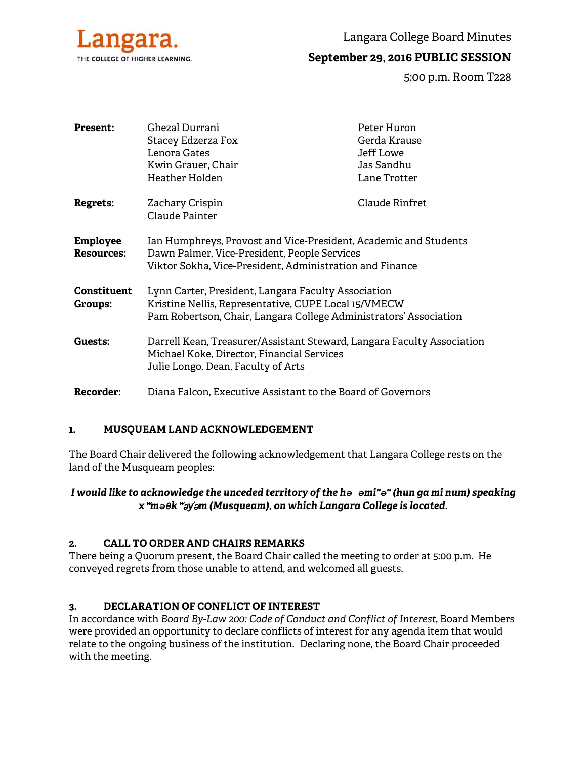Langara.
THE COLLEGE OF HIGHER LEARNING.

# Langara College Board Minutes

## September 29, 2016 PUBLIC SESSION

5:00 p.m. Room T228

| | | |
|---|---|---|
| **Present:** | Ghezal Durrani | Peter Huron |
| | Stacey Edzerza Fox | Gerda Krause |
| | Lenora Gates | Jeff Lowe |
| | Kwin Grauer, Chair | Jas Sandhu |
| | Heather Holden | Lane Trotter |
| **Regrets:** | Zachary Crispin | Claude Rinfret |
| | Claude Painter | |
| **Employee Resources:** | Ian Humphreys, Provost and Vice-President, Academic and Students<br>Dawn Palmer, Vice-President, People Services<br>Viktor Sokha, Vice-President, Administration and Finance | |
| **Constituent Groups:** | Lynn Carter, President, Langara Faculty Association<br>Kristine Nellis, Representative, CUPE Local 15/VMECW<br>Pam Robertson, Chair, Langara College Administrators' Association | |
| **Guests:** | Darrell Kean, Treasurer/Assistant Steward, Langara Faculty Association<br>Michael Koke, Director, Financial Services<br>Julie Longo, Dean, Faculty of Arts | |
| **Recorder:** | Diana Falcon, Executive Assistant to the Board of Governors | |

### 1. MUSQUEAM LAND ACKNOWLEDGEMENT

The Board Chair delivered the following acknowledgement that Langara College rests on the land of the Musqueam peoples:

***I would like to acknowledge the unceded territory of the hə əmi"ə" (hun ga mi num) speaking xʷməθkʷəy̓əm (Musqueam), on which Langara College is located.***

### 2. CALL TO ORDER AND CHAIRS REMARKS

There being a Quorum present, the Board Chair called the meeting to order at 5:00 p.m. He conveyed regrets from those unable to attend, and welcomed all guests.

### 3. DECLARATION OF CONFLICT OF INTEREST

In accordance with *Board By-Law 200: Code of Conduct and Conflict of Interest*, Board Members were provided an opportunity to declare conflicts of interest for any agenda item that would relate to the ongoing business of the institution. Declaring none, the Board Chair proceeded with the meeting.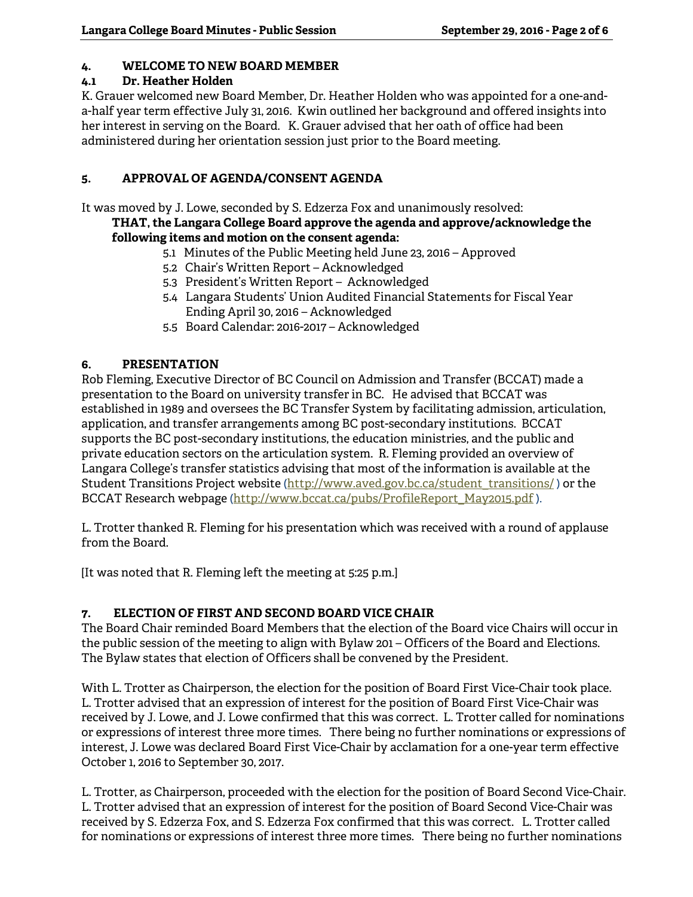## 4. WELCOME TO NEW BOARD MEMBER

### 4.1 Dr. Heather Holden

K. Grauer welcomed new Board Member, Dr. Heather Holden who was appointed for a one-and-a-half year term effective July 31, 2016. Kwin outlined her background and offered insights into her interest in serving on the Board. K. Grauer advised that her oath of office had been administered during her orientation session just prior to the Board meeting.

## 5. APPROVAL OF AGENDA/CONSENT AGENDA

It was moved by J. Lowe, seconded by S. Edzerza Fox and unanimously resolved:

**THAT, the Langara College Board approve the agenda and approve/acknowledge the following items and motion on the consent agenda:**

5.1 Minutes of the Public Meeting held June 23, 2016 – Approved
5.2 Chair's Written Report – Acknowledged
5.3 President's Written Report – Acknowledged
5.4 Langara Students' Union Audited Financial Statements for Fiscal Year Ending April 30, 2016 – Acknowledged
5.5 Board Calendar: 2016-2017 – Acknowledged

## 6. PRESENTATION

Rob Fleming, Executive Director of BC Council on Admission and Transfer (BCCAT) made a presentation to the Board on university transfer in BC. He advised that BCCAT was established in 1989 and oversees the BC Transfer System by facilitating admission, articulation, application, and transfer arrangements among BC post-secondary institutions. BCCAT supports the BC post-secondary institutions, the education ministries, and the public and private education sectors on the articulation system. R. Fleming provided an overview of Langara College's transfer statistics advising that most of the information is available at the Student Transitions Project website (http://www.aved.gov.bc.ca/student_transitions/ ) or the BCCAT Research webpage (http://www.bccat.ca/pubs/ProfileReport_May2015.pdf ).

L. Trotter thanked R. Fleming for his presentation which was received with a round of applause from the Board.

[It was noted that R. Fleming left the meeting at 5:25 p.m.]

## 7. ELECTION OF FIRST AND SECOND BOARD VICE CHAIR

The Board Chair reminded Board Members that the election of the Board vice Chairs will occur in the public session of the meeting to align with Bylaw 201 – Officers of the Board and Elections. The Bylaw states that election of Officers shall be convened by the President.

With L. Trotter as Chairperson, the election for the position of Board First Vice-Chair took place. L. Trotter advised that an expression of interest for the position of Board First Vice-Chair was received by J. Lowe, and J. Lowe confirmed that this was correct. L. Trotter called for nominations or expressions of interest three more times. There being no further nominations or expressions of interest, J. Lowe was declared Board First Vice-Chair by acclamation for a one-year term effective October 1, 2016 to September 30, 2017.

L. Trotter, as Chairperson, proceeded with the election for the position of Board Second Vice-Chair. L. Trotter advised that an expression of interest for the position of Board Second Vice-Chair was received by S. Edzerza Fox, and S. Edzerza Fox confirmed that this was correct. L. Trotter called for nominations or expressions of interest three more times. There being no further nominations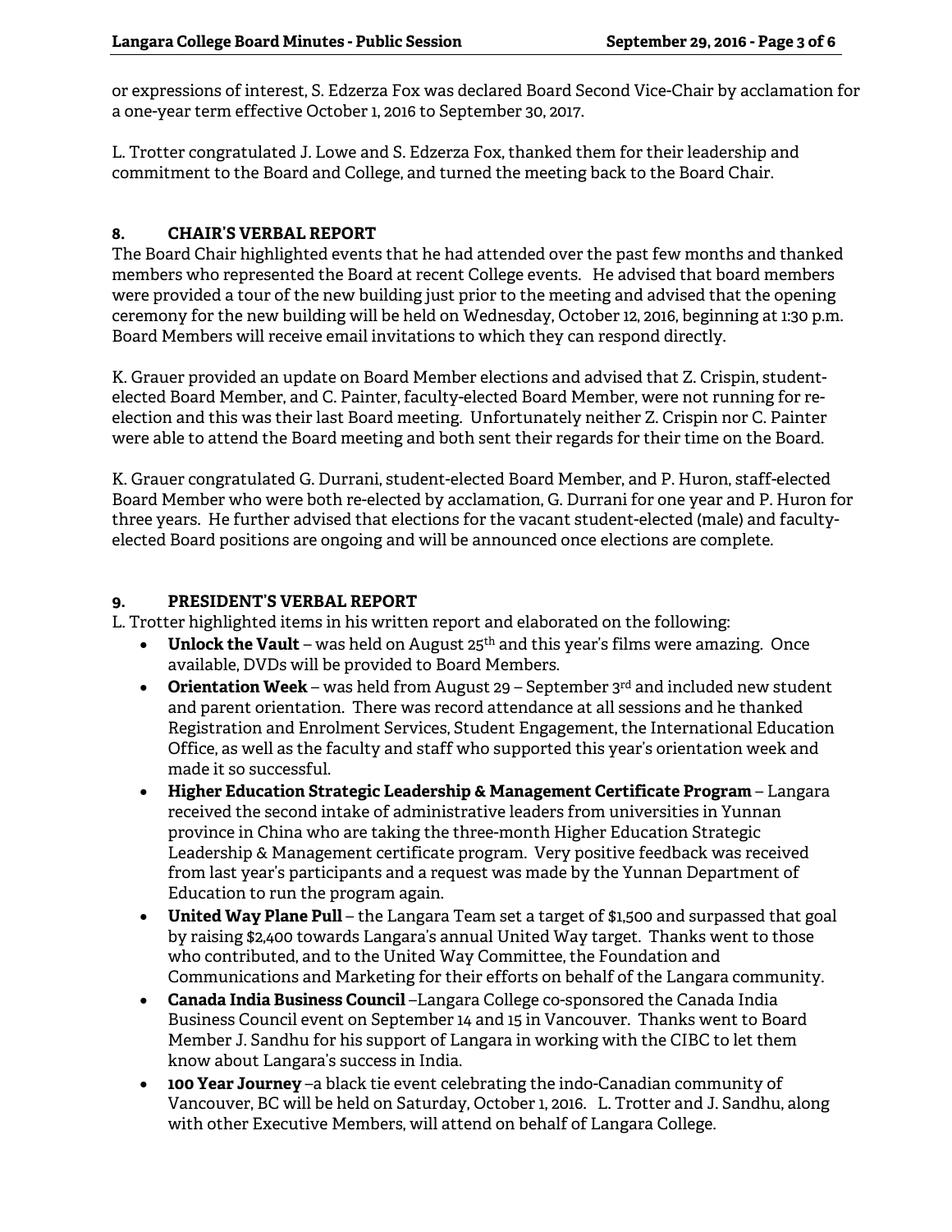or expressions of interest, S. Edzerza Fox was declared Board Second Vice-Chair by acclamation for a one-year term effective October 1, 2016 to September 30, 2017.

L. Trotter congratulated J. Lowe and S. Edzerza Fox, thanked them for their leadership and commitment to the Board and College, and turned the meeting back to the Board Chair.

## 8. CHAIR'S VERBAL REPORT

The Board Chair highlighted events that he had attended over the past few months and thanked members who represented the Board at recent College events. He advised that board members were provided a tour of the new building just prior to the meeting and advised that the opening ceremony for the new building will be held on Wednesday, October 12, 2016, beginning at 1:30 p.m. Board Members will receive email invitations to which they can respond directly.

K. Grauer provided an update on Board Member elections and advised that Z. Crispin, student-elected Board Member, and C. Painter, faculty-elected Board Member, were not running for re-election and this was their last Board meeting. Unfortunately neither Z. Crispin nor C. Painter were able to attend the Board meeting and both sent their regards for their time on the Board.

K. Grauer congratulated G. Durrani, student-elected Board Member, and P. Huron, staff-elected Board Member who were both re-elected by acclamation, G. Durrani for one year and P. Huron for three years. He further advised that elections for the vacant student-elected (male) and faculty-elected Board positions are ongoing and will be announced once elections are complete.

## 9. PRESIDENT'S VERBAL REPORT

L. Trotter highlighted items in his written report and elaborated on the following:

- **Unlock the Vault** – was held on August 25th and this year's films were amazing. Once available, DVDs will be provided to Board Members.
- **Orientation Week** – was held from August 29 – September 3rd and included new student and parent orientation. There was record attendance at all sessions and he thanked Registration and Enrolment Services, Student Engagement, the International Education Office, as well as the faculty and staff who supported this year's orientation week and made it so successful.
- **Higher Education Strategic Leadership & Management Certificate Program** – Langara received the second intake of administrative leaders from universities in Yunnan province in China who are taking the three-month Higher Education Strategic Leadership & Management certificate program. Very positive feedback was received from last year's participants and a request was made by the Yunnan Department of Education to run the program again.
- **United Way Plane Pull** – the Langara Team set a target of $1,500 and surpassed that goal by raising $2,400 towards Langara's annual United Way target. Thanks went to those who contributed, and to the United Way Committee, the Foundation and Communications and Marketing for their efforts on behalf of the Langara community.
- **Canada India Business Council** –Langara College co-sponsored the Canada India Business Council event on September 14 and 15 in Vancouver. Thanks went to Board Member J. Sandhu for his support of Langara in working with the CIBC to let them know about Langara's success in India.
- **100 Year Journey** –a black tie event celebrating the indo-Canadian community of Vancouver, BC will be held on Saturday, October 1, 2016. L. Trotter and J. Sandhu, along with other Executive Members, will attend on behalf of Langara College.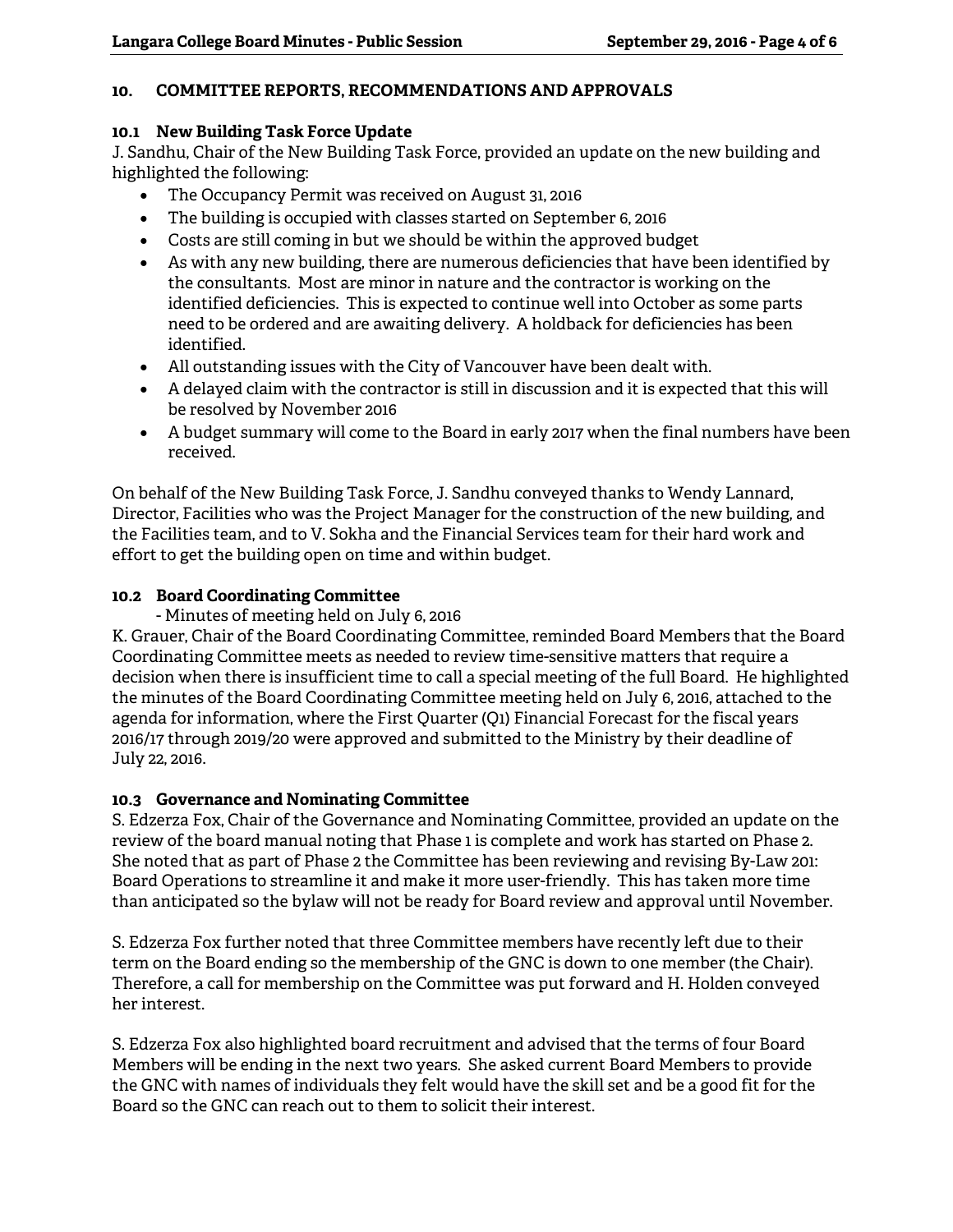## 10. COMMITTEE REPORTS, RECOMMENDATIONS AND APPROVALS

### 10.1 New Building Task Force Update

J. Sandhu, Chair of the New Building Task Force, provided an update on the new building and highlighted the following:

- The Occupancy Permit was received on August 31, 2016
- The building is occupied with classes started on September 6, 2016
- Costs are still coming in but we should be within the approved budget
- As with any new building, there are numerous deficiencies that have been identified by the consultants. Most are minor in nature and the contractor is working on the identified deficiencies. This is expected to continue well into October as some parts need to be ordered and are awaiting delivery. A holdback for deficiencies has been identified.
- All outstanding issues with the City of Vancouver have been dealt with.
- A delayed claim with the contractor is still in discussion and it is expected that this will be resolved by November 2016
- A budget summary will come to the Board in early 2017 when the final numbers have been received.

On behalf of the New Building Task Force, J. Sandhu conveyed thanks to Wendy Lannard, Director, Facilities who was the Project Manager for the construction of the new building, and the Facilities team, and to V. Sokha and the Financial Services team for their hard work and effort to get the building open on time and within budget.

### 10.2 Board Coordinating Committee

- Minutes of meeting held on July 6, 2016

K. Grauer, Chair of the Board Coordinating Committee, reminded Board Members that the Board Coordinating Committee meets as needed to review time-sensitive matters that require a decision when there is insufficient time to call a special meeting of the full Board. He highlighted the minutes of the Board Coordinating Committee meeting held on July 6, 2016, attached to the agenda for information, where the First Quarter (Q1) Financial Forecast for the fiscal years 2016/17 through 2019/20 were approved and submitted to the Ministry by their deadline of July 22, 2016.

### 10.3 Governance and Nominating Committee

S. Edzerza Fox, Chair of the Governance and Nominating Committee, provided an update on the review of the board manual noting that Phase 1 is complete and work has started on Phase 2. She noted that as part of Phase 2 the Committee has been reviewing and revising By-Law 201: Board Operations to streamline it and make it more user-friendly. This has taken more time than anticipated so the bylaw will not be ready for Board review and approval until November.

S. Edzerza Fox further noted that three Committee members have recently left due to their term on the Board ending so the membership of the GNC is down to one member (the Chair). Therefore, a call for membership on the Committee was put forward and H. Holden conveyed her interest.

S. Edzerza Fox also highlighted board recruitment and advised that the terms of four Board Members will be ending in the next two years. She asked current Board Members to provide the GNC with names of individuals they felt would have the skill set and be a good fit for the Board so the GNC can reach out to them to solicit their interest.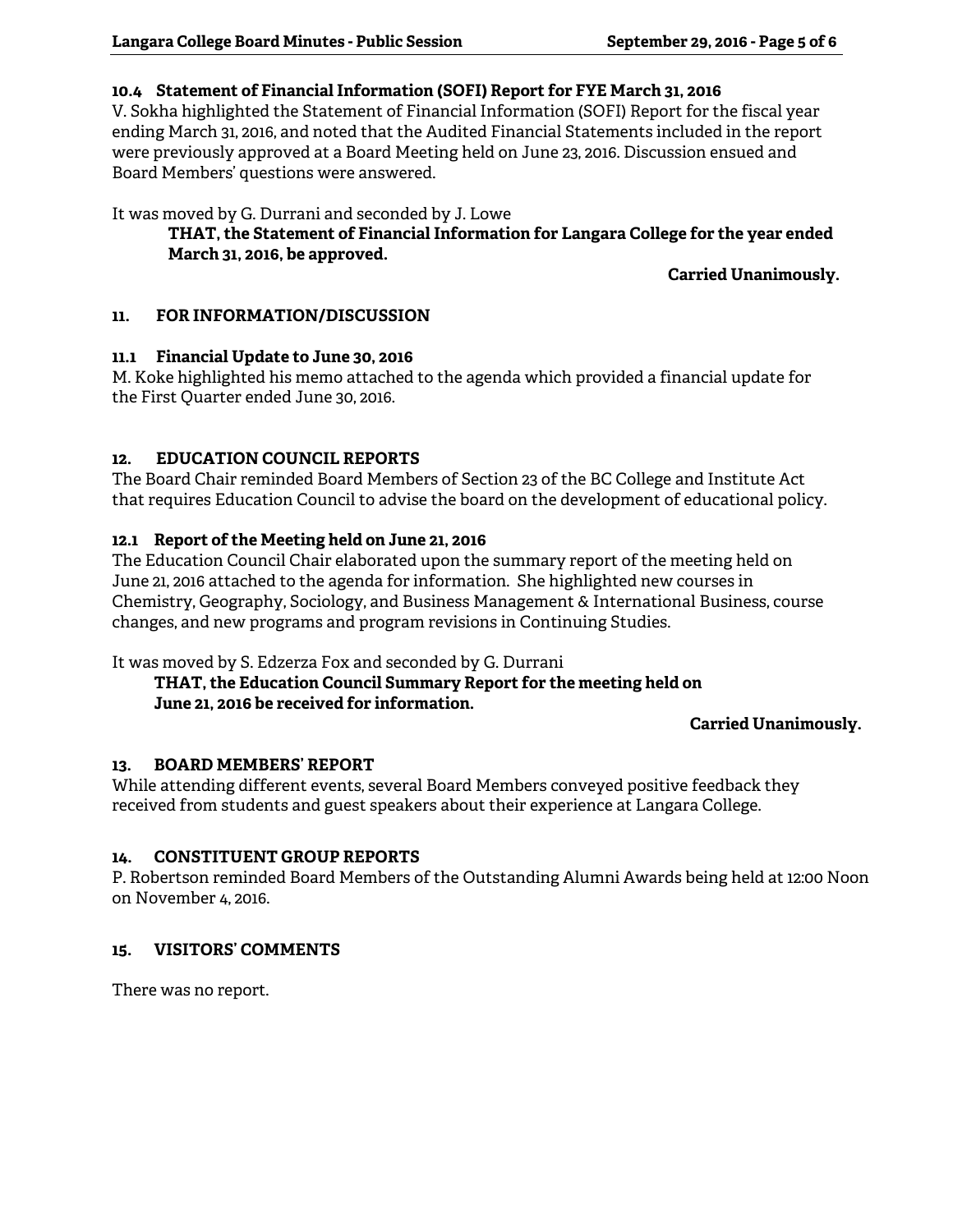### 10.4 Statement of Financial Information (SOFI) Report for FYE March 31, 2016

V. Sokha highlighted the Statement of Financial Information (SOFI) Report for the fiscal year ending March 31, 2016, and noted that the Audited Financial Statements included in the report were previously approved at a Board Meeting held on June 23, 2016. Discussion ensued and Board Members' questions were answered.

It was moved by G. Durrani and seconded by J. Lowe

> **THAT, the Statement of Financial Information for Langara College for the year ended March 31, 2016, be approved.**

**Carried Unanimously.**

## 11. FOR INFORMATION/DISCUSSION

### 11.1 Financial Update to June 30, 2016

M. Koke highlighted his memo attached to the agenda which provided a financial update for the First Quarter ended June 30, 2016.

## 12. EDUCATION COUNCIL REPORTS

The Board Chair reminded Board Members of Section 23 of the BC College and Institute Act that requires Education Council to advise the board on the development of educational policy.

### 12.1 Report of the Meeting held on June 21, 2016

The Education Council Chair elaborated upon the summary report of the meeting held on June 21, 2016 attached to the agenda for information. She highlighted new courses in Chemistry, Geography, Sociology, and Business Management & International Business, course changes, and new programs and program revisions in Continuing Studies.

It was moved by S. Edzerza Fox and seconded by G. Durrani

> **THAT, the Education Council Summary Report for the meeting held on June 21, 2016 be received for information.**

**Carried Unanimously.**

## 13. BOARD MEMBERS' REPORT

While attending different events, several Board Members conveyed positive feedback they received from students and guest speakers about their experience at Langara College.

## 14. CONSTITUENT GROUP REPORTS

P. Robertson reminded Board Members of the Outstanding Alumni Awards being held at 12:00 Noon on November 4, 2016.

## 15. VISITORS' COMMENTS

There was no report.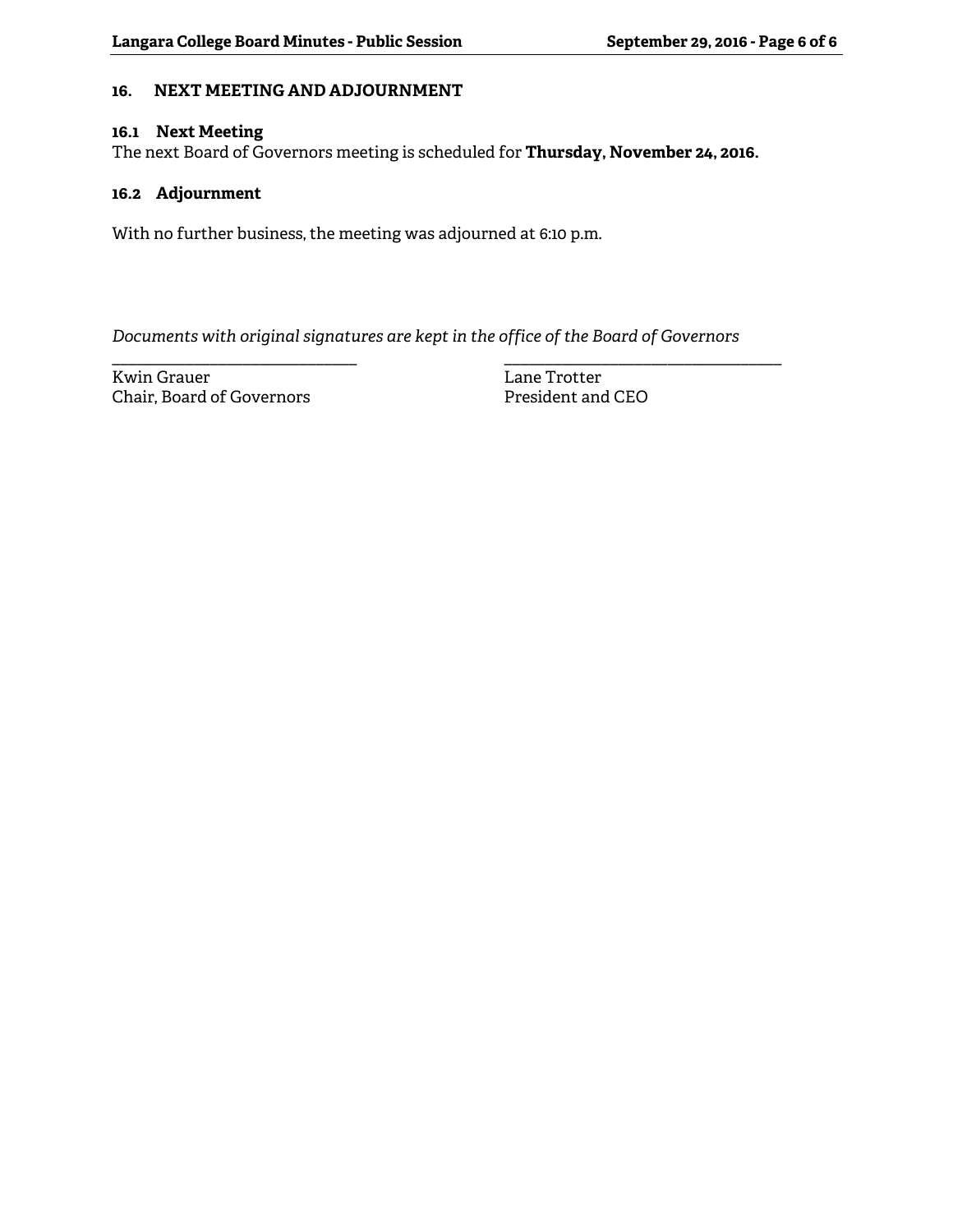## 16. NEXT MEETING AND ADJOURNMENT

### 16.1 Next Meeting

The next Board of Governors meeting is scheduled for **Thursday, November 24, 2016.**

### 16.2 Adjournment

With no further business, the meeting was adjourned at 6:10 p.m.

*Documents with original signatures are kept in the office of the Board of Governors*

| | |
|---|---|
| ______________________________ | ______________________________ |
| Kwin Grauer | Lane Trotter |
| Chair, Board of Governors | President and CEO |